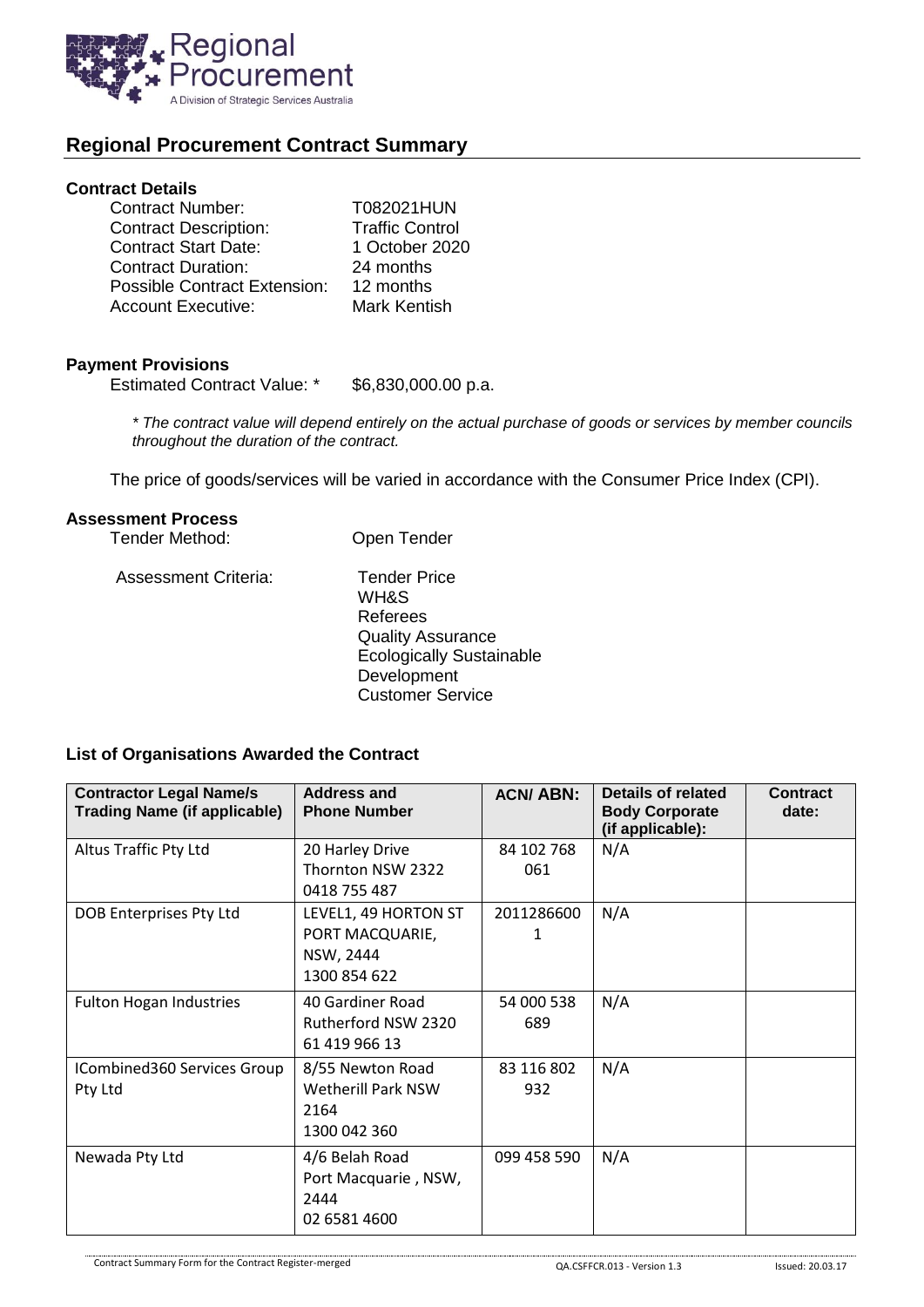Regional Procurement
A Division of Strategic Services Australia

## Regional Procurement Contract Summary

### Contract Details

Contract Number: T082021HUN
Contract Description: Traffic Control
Contract Start Date: 1 October 2020
Contract Duration: 24 months
Possible Contract Extension: 12 months
Account Executive: Mark Kentish

### Payment Provisions

Estimated Contract Value: * $6,830,000.00 p.a.

*\* The contract value will depend entirely on the actual purchase of goods or services by member councils throughout the duration of the contract.*

The price of goods/services will be varied in accordance with the Consumer Price Index (CPI).

### Assessment Process

Tender Method: Open Tender

Assessment Criteria:
- Tender Price
- WH&S
- Referees
- Quality Assurance
- Ecologically Sustainable Development
- Customer Service

### List of Organisations Awarded the Contract

| Contractor Legal Name/s Trading Name (if applicable) | Address and Phone Number | ACN/ ABN: | Details of related Body Corporate (if applicable): | Contract date: |
|---|---|---|---|---|
| Altus Traffic Pty Ltd | 20 Harley Drive Thornton NSW 2322 0418 755 487 | 84 102 768 061 | N/A | |
| DOB Enterprises Pty Ltd | LEVEL1, 49 HORTON ST PORT MACQUARIE, NSW, 2444 1300 854 622 | 20112866001 | N/A | |
| Fulton Hogan Industries | 40 Gardiner Road Rutherford NSW 2320 61 419 966 13 | 54 000 538 689 | N/A | |
| ICombined360 Services Group Pty Ltd | 8/55 Newton Road Wetherill Park NSW 2164 1300 042 360 | 83 116 802 932 | N/A | |
| Newada Pty Ltd | 4/6 Belah Road Port Macquarie , NSW, 2444 02 6581 4600 | 099 458 590 | N/A | |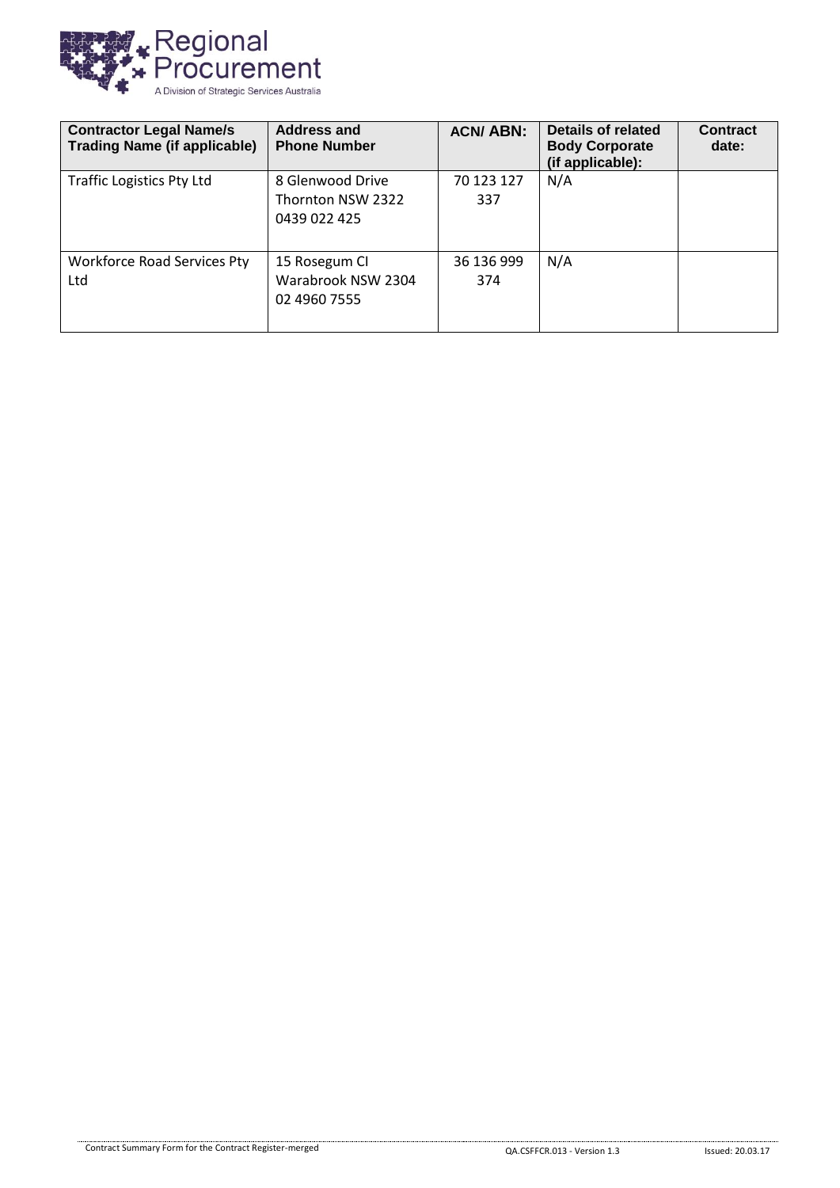| Contractor Legal Name/s Trading Name (if applicable) | Address and Phone Number | ACN/ ABN: | Details of related Body Corporate (if applicable): | Contract date: |
|---|---|---|---|---|
| Traffic Logistics Pty Ltd | 8 Glenwood Drive<br>Thornton NSW 2322<br>0439 022 425 | 70 123 127 337 | N/A | |
| Workforce Road Services Pty Ltd | 15 Rosegum Cl<br>Warabrook NSW 2304<br>02 4960 7555 | 36 136 999 374 | N/A | |